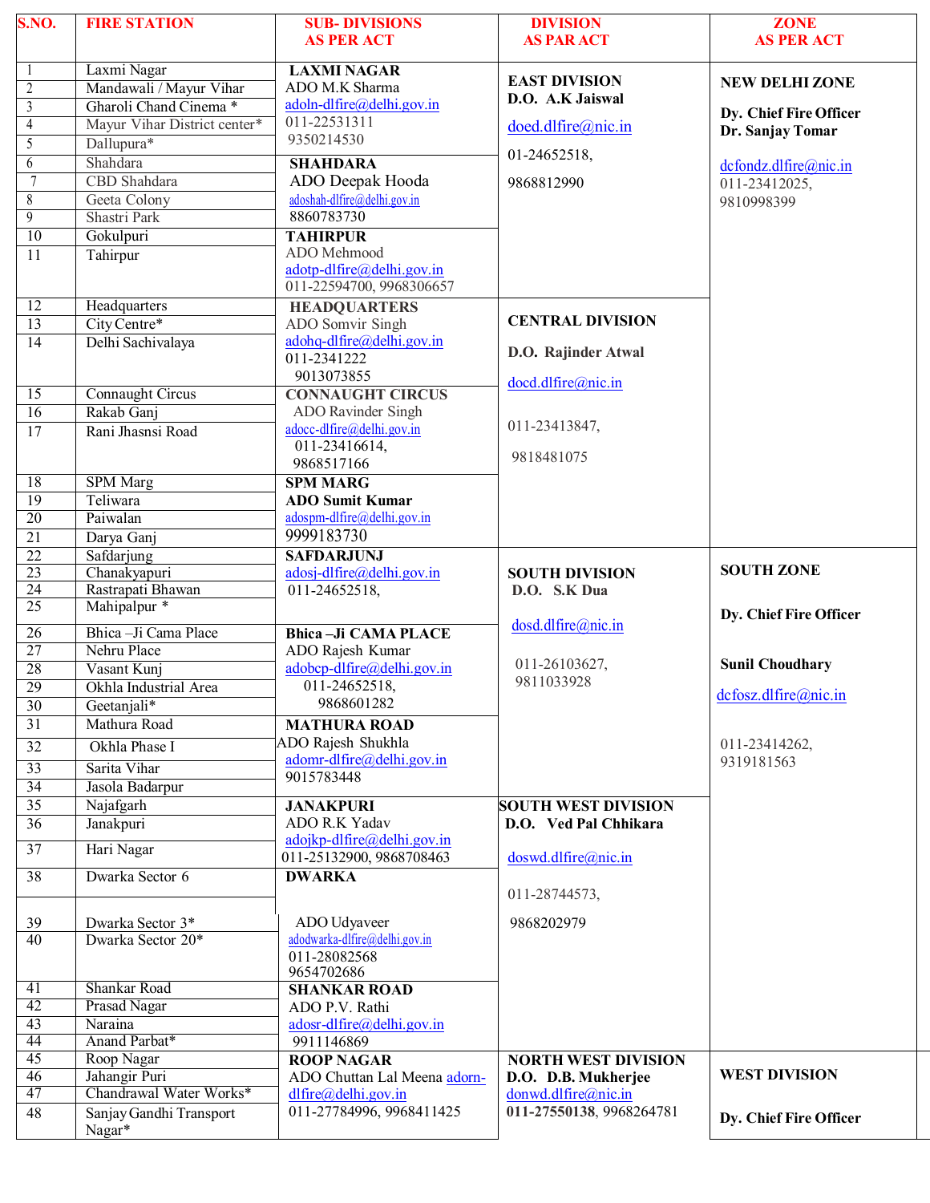| S.NO. | FIRE STATION | SUB- DIVISIONS AS PER ACT | DIVISION AS PAR ACT | ZONE AS PER ACT |
|---|---|---|---|---|
| 1 | Laxmi Nagar | **LAXMI NAGAR** ADO M.K Sharma adoln-dlfire@delhi.gov.in 011-22531311 9350214530 | **EAST DIVISION D.O. A.K Jaiswal** doed.dlfire@nic.in 01-24652518, 9868812990 | **NEW DELHI ZONE Dy. Chief Fire Officer Dr. Sanjay Tomar** dcfondz.dlfire@nic.in 011-23412025, 9810998399 |
| 2 | Mandawali / Mayur Vihar | | | |
| 3 | Gharoli Chand Cinema * | | | |
| 4 | Mayur Vihar District center* | | | |
| 5 | Dallupura* | | | |
| 6 | Shahdara | **SHAHDARA** ADO Deepak Hooda adoshah-dlfire@delhi.gov.in 8860783730 | | |
| 7 | CBD Shahdara | | | |
| 8 | Geeta Colony | | | |
| 9 | Shastri Park | | | |
| 10 | Gokulpuri | **TAHIRPUR** ADO Mehmood adotp-dlfire@delhi.gov.in 011-22594700, 9968306657 | | |
| 11 | Tahirpur | | | |
| 12 | Headquarters | **HEADQUARTERS** ADO Somvir Singh adohq-dlfire@delhi.gov.in 011-2341222 9013073855 | **CENTRAL DIVISION D.O. Rajinder Atwal** docd.dlfire@nic.in 011-23413847, 9818481075 | |
| 13 | City Centre* | | | |
| 14 | Delhi Sachivalaya | | | |
| 15 | Connaught Circus | **CONNAUGHT CIRCUS** ADO Ravinder Singh adocc-dlfire@delhi.gov.in 011-23416614, 9868517166 | | |
| 16 | Rakab Ganj | | | |
| 17 | Rani Jhasnsi Road | | | |
| 18 | SPM Marg | **SPM MARG ADO Sumit Kumar** adospm-dlfire@delhi.gov.in 9999183730 | | |
| 19 | Teliwara | | | |
| 20 | Paiwalan | | | |
| 21 | Darya Ganj | | | |
| 22 | Safdarjung | **SAFDARJUNJ** adosj-dlfire@delhi.gov.in 011-24652518, | **SOUTH DIVISION D.O. S.K Dua** dosd.dlfire@nic.in 011-26103627, 9811033928 | **SOUTH ZONE Dy. Chief Fire Officer Sunil Choudhary** dcfosz.dlfire@nic.in 011-23414262, 9319181563 |
| 23 | Chanakyapuri | | | |
| 24 | Rastrapati Bhawan | | | |
| 25 | Mahipalpur * | | | |
| 26 | Bhica –Ji Cama Place | **Bhica –Ji CAMA PLACE** ADO Rajesh Kumar adobcp-dlfire@delhi.gov.in 011-24652518, 9868601282 | | |
| 27 | Nehru Place | | | |
| 28 | Vasant Kunj | | | |
| 29 | Okhla Industrial Area | | | |
| 30 | Geetanjali* | | | |
| 31 | Mathura Road | **MATHURA ROAD** ADO Rajesh Shukhla adomr-dlfire@delhi.gov.in 9015783448 | | |
| 32 | Okhla Phase I | | | |
| 33 | Sarita Vihar | | | |
| 34 | Jasola Badarpur | | | |
| 35 | Najafgarh | **JANAKPURI** ADO R.K Yadav adojkp-dlfire@delhi.gov.in 011-25132900, 9868708463 | **SOUTH WEST DIVISION D.O. Ved Pal Chhikara** doswd.dlfire@nic.in 011-28744573, 9868202979 | |
| 36 | Janakpuri | | | |
| 37 | Hari Nagar | | | |
| 38 | Dwarka Sector 6 | **DWARKA** ADO Udyaveer adodwarka-dlfire@delhi.gov.in 011-28082568 9654702686 | | |
| 39 | Dwarka Sector 3* | | | |
| 40 | Dwarka Sector 20* | | | |
| 41 | Shankar Road | **SHANKAR ROAD** ADO P.V. Rathi adosr-dlfire@delhi.gov.in 9911146869 | | |
| 42 | Prasad Nagar | | | |
| 43 | Naraina | | | |
| 44 | Anand Parbat* | | | |
| 45 | Roop Nagar | **ROOP NAGAR** ADO Chuttan Lal Meena adorn-dlfire@delhi.gov.in 011-27784996, 9968411425 | **NORTH WEST DIVISION D.O. D.B. Mukherjee** donwd.dlfire@nic.in **011-27550138**, 9968264781 | **WEST DIVISION Dy. Chief Fire Officer** |
| 46 | Jahangir Puri | | | |
| 47 | Chandrawal Water Works* | | | |
| 48 | Sanjay Gandhi Transport Nagar* | | | |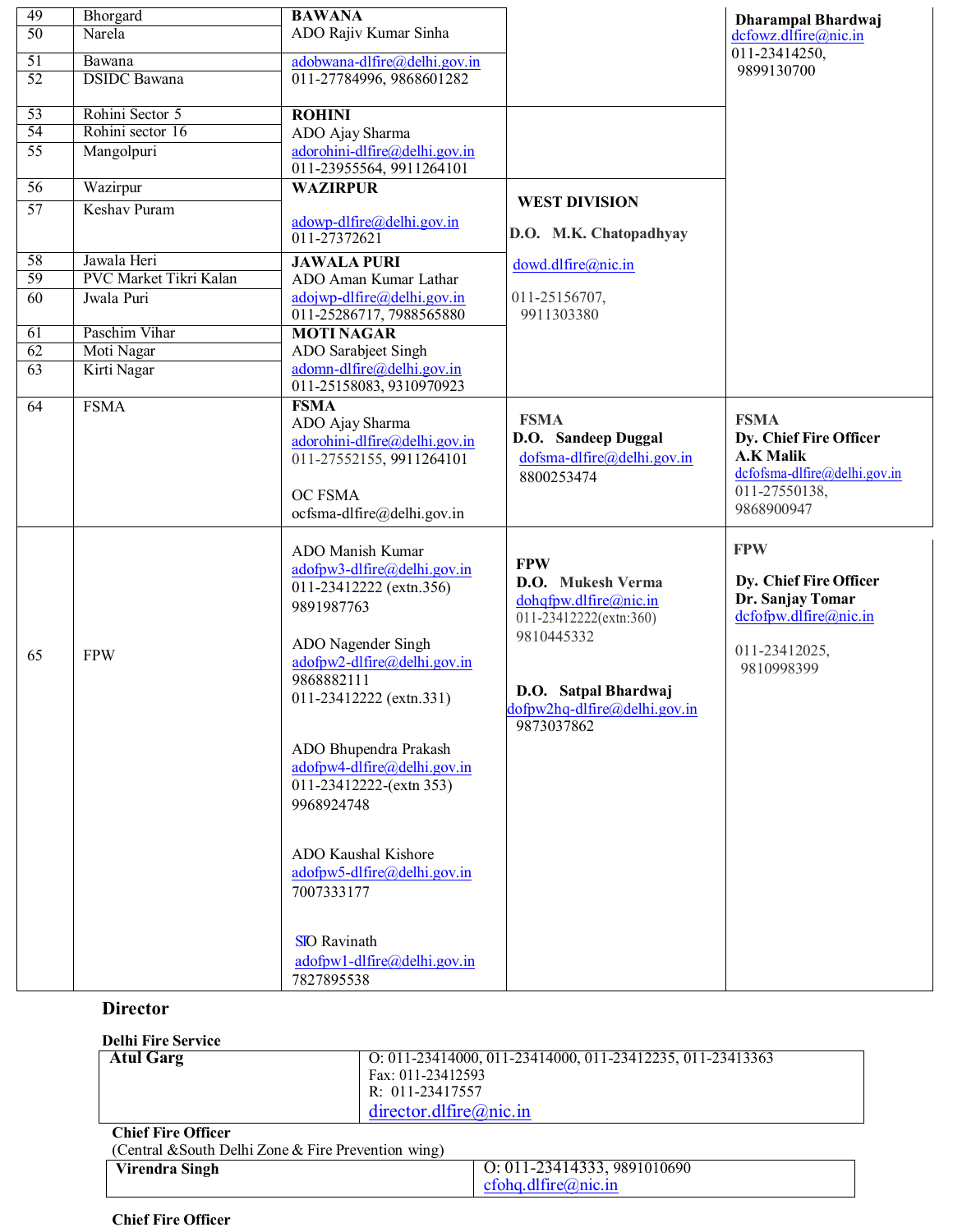| | | | | |
|---|---|---|---|---|
| 49 | Bhorgard | **BAWANA** ADO Rajiv Kumar Sinha adobwana-dlfire@delhi.gov.in 011-27784996, 9868601282 | | **Dharampal Bhardwaj** dcfowz.dlfire@nic.in 011-23414250, 9899130700 |
| 50 | Narela | | | |
| 51 | Bawana | | | |
| 52 | DSIDC Bawana | | | |
| 53 | Rohini Sector 5 | **ROHINI** ADO Ajay Sharma adorohini-dlfire@delhi.gov.in 011-23955564, 9911264101 | | |
| 54 | Rohini sector 16 | | | |
| 55 | Mangolpuri | | | |
| 56 | Wazirpur | **WAZIRPUR** adowp-dlfire@delhi.gov.in 011-27372621 | **WEST DIVISION** **D.O. M.K. Chatopadhyay** dowd.dlfire@nic.in 011-25156707, 9911303380 | |
| 57 | Keshav Puram | | | |
| 58 | Jawala Heri | **JAWALA PURI** ADO Aman Kumar Lathar adojwp-dlfire@delhi.gov.in 011-25286717, 7988565880 | | |
| 59 | PVC Market Tikri Kalan | | | |
| 60 | Jwala Puri | | | |
| 61 | Paschim Vihar | **MOTI NAGAR** ADO Sarabjeet Singh adomn-dlfire@delhi.gov.in 011-25158083, 9310970923 | | |
| 62 | Moti Nagar | | | |
| 63 | Kirti Nagar | | | |
| 64 | FSMA | **FSMA** ADO Ajay Sharma adorohini-dlfire@delhi.gov.in 011-27552155, 9911264101 OC FSMA ocfsma-dlfire@delhi.gov.in | **FSMA** **D.O. Sandeep Duggal** dofsma-dlfire@delhi.gov.in 8800253474 | **FSMA** **Dy. Chief Fire Officer A.K Malik** dcfofsma-dlfire@delhi.gov.in 011-27550138, 9868900947 |
| 65 | FPW | ADO Manish Kumar adofpw3-dlfire@delhi.gov.in 011-23412222 (extn.356) 9891987763 ADO Nagender Singh adofpw2-dlfire@delhi.gov.in 9868882111 011-23412222 (extn.331) ADO Bhupendra Prakash adofpw4-dlfire@delhi.gov.in 011-23412222-(extn 353) 9968924748 ADO Kaushal Kishore adofpw5-dlfire@delhi.gov.in 7007333177 STO Ravinath adofpw1-dlfire@delhi.gov.in 7827895538 | **FPW** **D.O. Mukesh Verma** dohqfpw.dlfire@nic.in 011-23412222(extn:360) 9810445332 **D.O. Satpal Bhardwaj** dofpw2hq-dlfire@delhi.gov.in 9873037862 | **FPW** **Dy. Chief Fire Officer Dr. Sanjay Tomar** dcfofpw.dlfire@nic.in 011-23412025, 9810998399 |

## Director

**Delhi Fire Service**

| | |
|---|---|
| **Atul Garg** | O: 011-23414000, 011-23414000, 011-23412235, 011-23413363 Fax: 011-23412593 R: 011-23417557 director.dlfire@nic.in |

**Chief Fire Officer**
(Central &South Delhi Zone & Fire Prevention wing)

| | |
|---|---|
| **Virendra Singh** | O: 011-23414333, 9891010690 cfohq.dlfire@nic.in |

**Chief Fire Officer**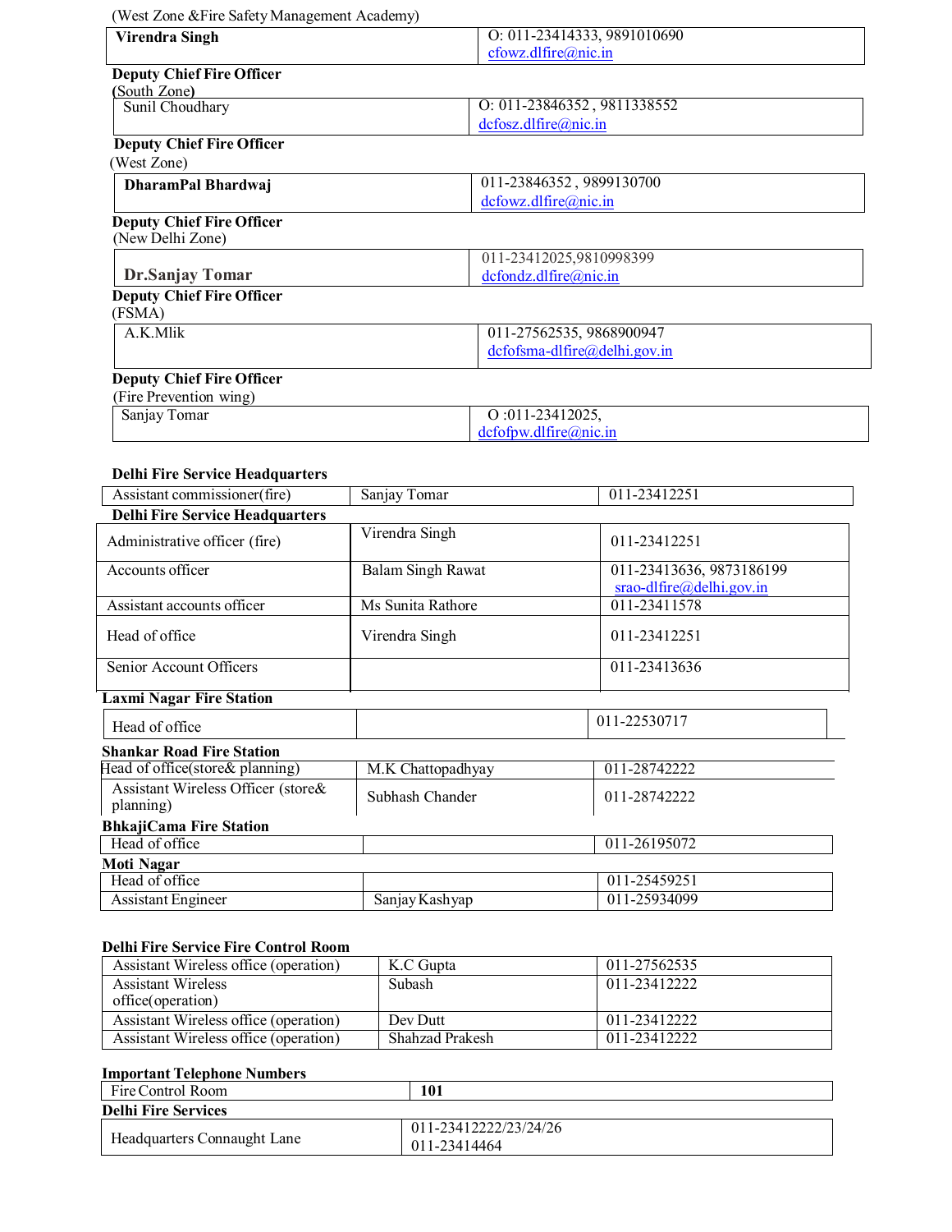(West Zone &Fire Safety Management Academy)

| | |
|---|---|
| **Virendra Singh** | O: 011-23414333, 9891010690<br>cfowz.dlfire@nic.in |

**Deputy Chief Fire Officer**
(South Zone)

| | |
|---|---|
| Sunil Choudhary | O: 011-23846352 , 9811338552<br>dcfosz.dlfire@nic.in |

**Deputy Chief Fire Officer**
(West Zone)

| | |
|---|---|
| **DharamPal Bhardwaj** | 011-23846352 , 9899130700<br>dcfowz.dlfire@nic.in |

**Deputy Chief Fire Officer**
(New Delhi Zone)

| | |
|---|---|
| **Dr.Sanjay Tomar** | 011-23412025,9810998399<br>dcfondz.dlfire@nic.in |

**Deputy Chief Fire Officer**
(FSMA)

| | |
|---|---|
| A.K.Mlik | 011-27562535, 9868900947<br>dcfofsma-dlfire@delhi.gov.in |

**Deputy Chief Fire Officer**
(Fire Prevention wing)

| | |
|---|---|
| Sanjay Tomar | O :011-23412025,<br>dcfofpw.dlfire@nic.in |

**Delhi Fire Service Headquarters**

| | | |
|---|---|---|
| Assistant commissioner(fire) | Sanjay Tomar | 011-23412251 |

**Delhi Fire Service Headquarters**

| | | |
|---|---|---|
| Administrative officer (fire) | Virendra Singh | 011-23412251 |
| Accounts officer | Balam Singh Rawat | 011-23413636, 9873186199<br>srao-dlfire@delhi.gov.in |
| Assistant accounts officer | Ms Sunita Rathore | 011-23411578 |
| Head of office | Virendra Singh | 011-23412251 |
| Senior Account Officers | | 011-23413636 |

**Laxmi Nagar Fire Station**

| | | |
|---|---|---|
| Head of office | | 011-22530717 |

**Shankar Road Fire Station**

| | | |
|---|---|---|
| Head of office(store& planning) | M.K Chattopadhyay | 011-28742222 |
| Assistant Wireless Officer (store& planning) | Subhash Chander | 011-28742222 |

**BhkajiCama Fire Station**

| | | |
|---|---|---|
| Head of office | | 011-26195072 |

**Moti Nagar**

| | | |
|---|---|---|
| Head of office | | 011-25459251 |
| Assistant Engineer | Sanjay Kashyap | 011-25934099 |

**Delhi Fire Service Fire Control Room**

| | | |
|---|---|---|
| Assistant Wireless office (operation) | K.C Gupta | 011-27562535 |
| Assistant Wireless office(operation) | Subash | 011-23412222 |
| Assistant Wireless office (operation) | Dev Dutt | 011-23412222 |
| Assistant Wireless office (operation) | Shahzad Prakesh | 011-23412222 |

**Important Telephone Numbers**

| | |
|---|---|
| Fire Control Room | **101** |

**Delhi Fire Services**

| | |
|---|---|
| Headquarters Connaught Lane | 011-23412222/23/24/26<br>011-23414464 |